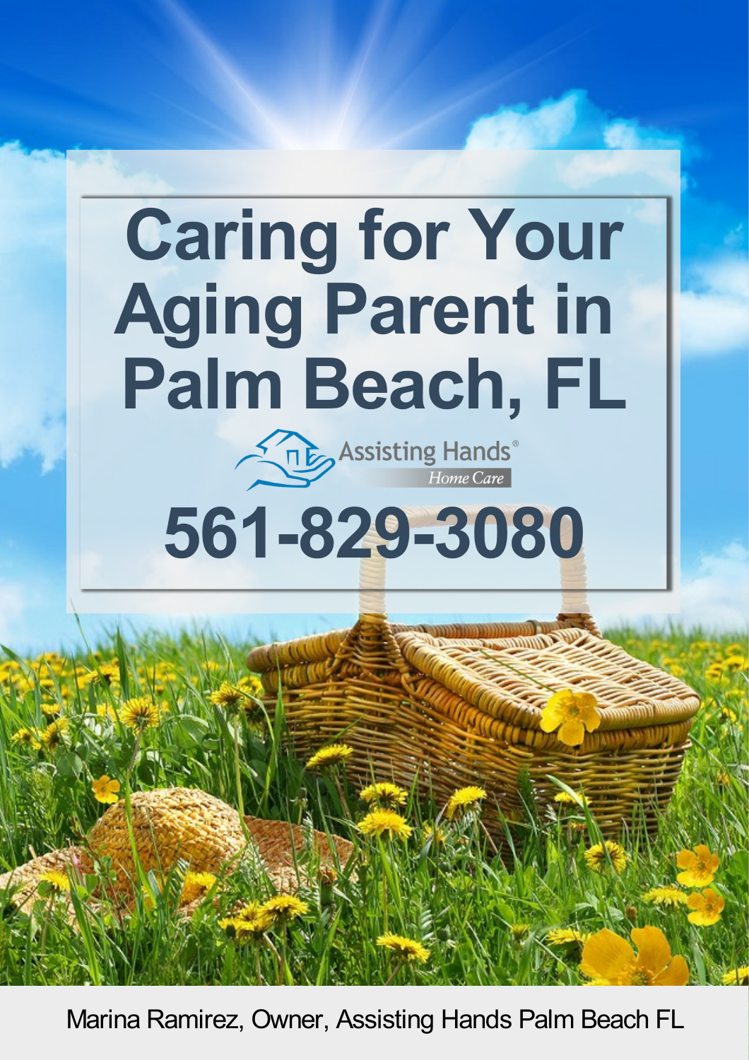# Caring for Your Aging Parent in Palm Beach, FL

Assisting Hands® Home Care

**561-829-3080**

Marina Ramirez, Owner, Assisting Hands Palm Beach FL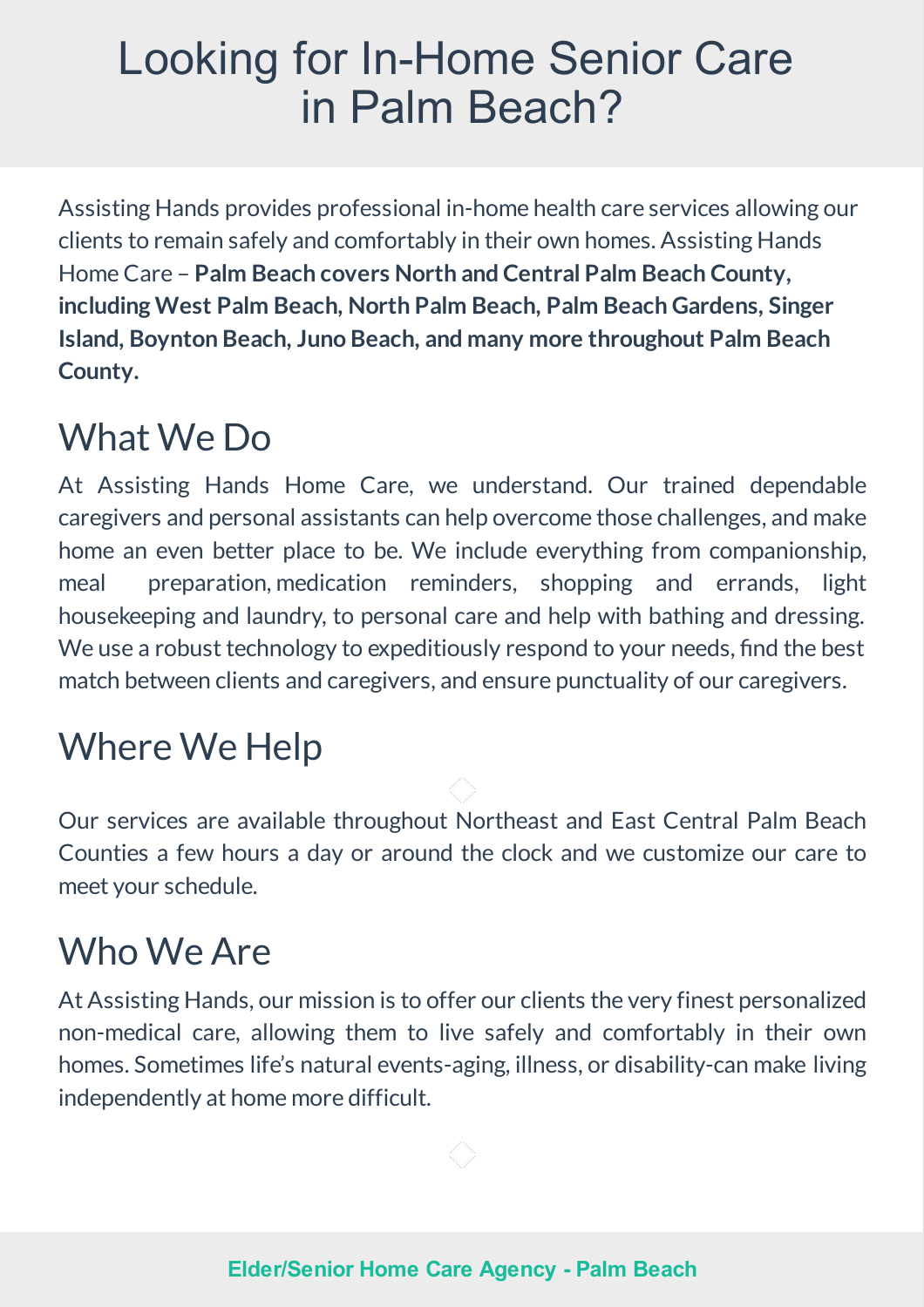# Looking for In-Home Senior Care in Palm Beach?

Assisting Hands provides professional in-home health care services allowing our clients to remain safely and comfortably in their own homes. Assisting Hands Home Care – **Palm Beach covers North and Central Palm Beach County, including West Palm Beach, North Palm Beach, Palm Beach Gardens, Singer Island, Boynton Beach, Juno Beach, and many more throughout Palm Beach County.**

## What We Do

At Assisting Hands Home Care, we understand. Our trained dependable caregivers and personal assistants can help overcome those challenges, and make home an even better place to be. We include everything from companionship, meal preparation, medication reminders, shopping and errands, light housekeeping and laundry, to personal care and help with bathing and dressing. We use a robust technology to expeditiously respond to your needs, find the best match between clients and caregivers, and ensure punctuality of our caregivers.

## Where We Help

Our services are available throughout Northeast and East Central Palm Beach Counties a few hours a day or around the clock and we customize our care to meet your schedule.

## Who We Are

At Assisting Hands, our mission is to offer our clients the very finest personalized non-medical care, allowing them to live safely and comfortably in their own homes. Sometimes life's natural events-aging, illness, or disability-can make living independently at home more difficult.

**Elder/Senior Home Care Agency - Palm Beach**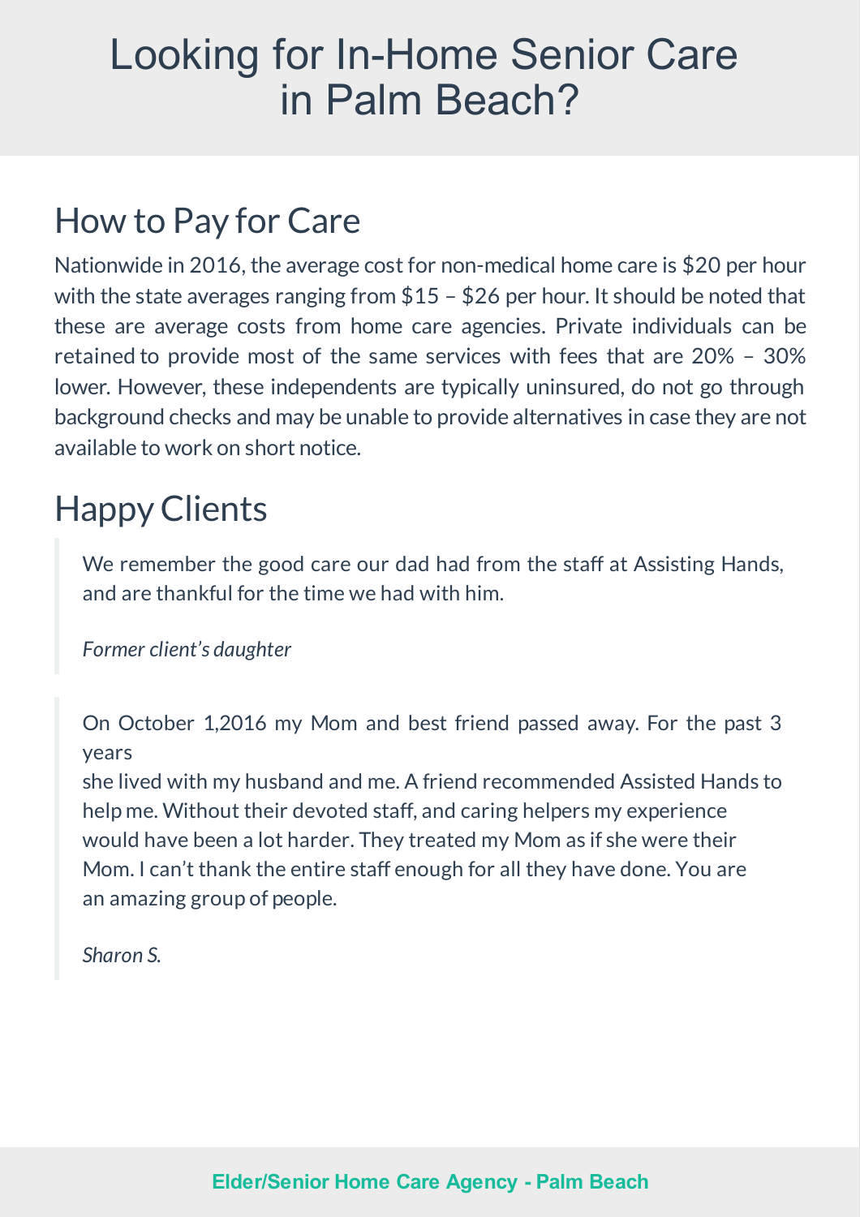# Looking for In-Home Senior Care in Palm Beach?

## How to Pay for Care

Nationwide in 2016, the average cost for non-medical home care is $20 per hour with the state averages ranging from $15 – $26 per hour. It should be noted that these are average costs from home care agencies. Private individuals can be retained to provide most of the same services with fees that are 20% – 30% lower. However, these independents are typically uninsured, do not go through background checks and may be unable to provide alternatives in case they are not available to work on short notice.

## Happy Clients

> We remember the good care our dad had from the staff at Assisting Hands, and are thankful for the time we had with him.
>
> *Former client's daughter*

> On October 1,2016 my Mom and best friend passed away. For the past 3 years
> she lived with my husband and me. A friend recommended Assisted Hands to help me. Without their devoted staff, and caring helpers my experience would have been a lot harder. They treated my Mom as if she were their Mom. I can't thank the entire staff enough for all they have done. You are an amazing group of people.
>
> *Sharon S.*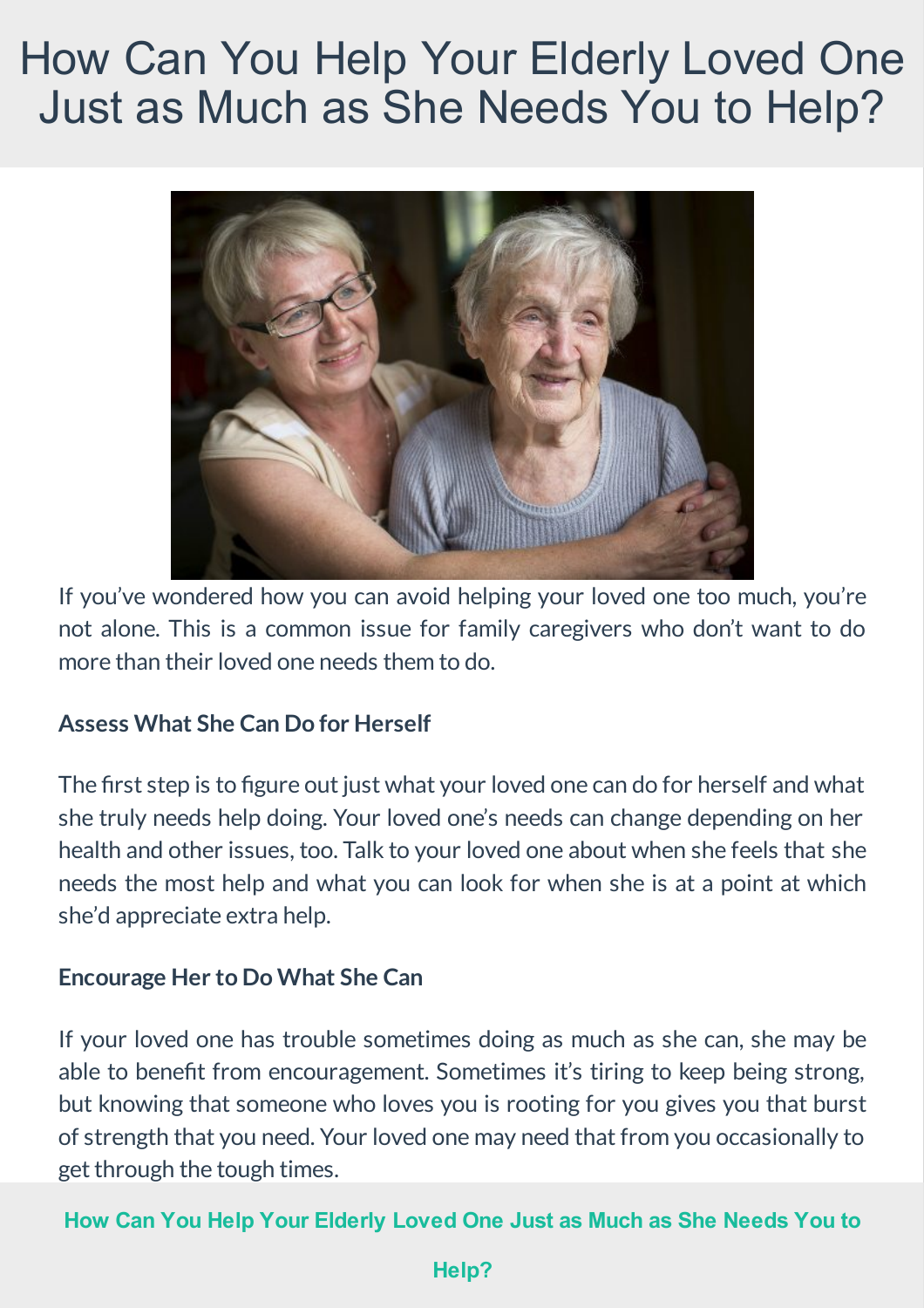# How Can You Help Your Elderly Loved One Just as Much as She Needs You to Help?

If you've wondered how you can avoid helping your loved one too much, you're not alone. This is a common issue for family caregivers who don't want to do more than their loved one needs them to do.

**Assess What She Can Do for Herself**

The first step is to figure out just what your loved one can do for herself and what she truly needs help doing. Your loved one's needs can change depending on her health and other issues, too. Talk to your loved one about when she feels that she needs the most help and what you can look for when she is at a point at which she'd appreciate extra help.

**Encourage Her to Do What She Can**

If your loved one has trouble sometimes doing as much as she can, she may be able to benefit from encouragement. Sometimes it's tiring to keep being strong, but knowing that someone who loves you is rooting for you gives you that burst of strength that you need. Your loved one may need that from you occasionally to get through the tough times.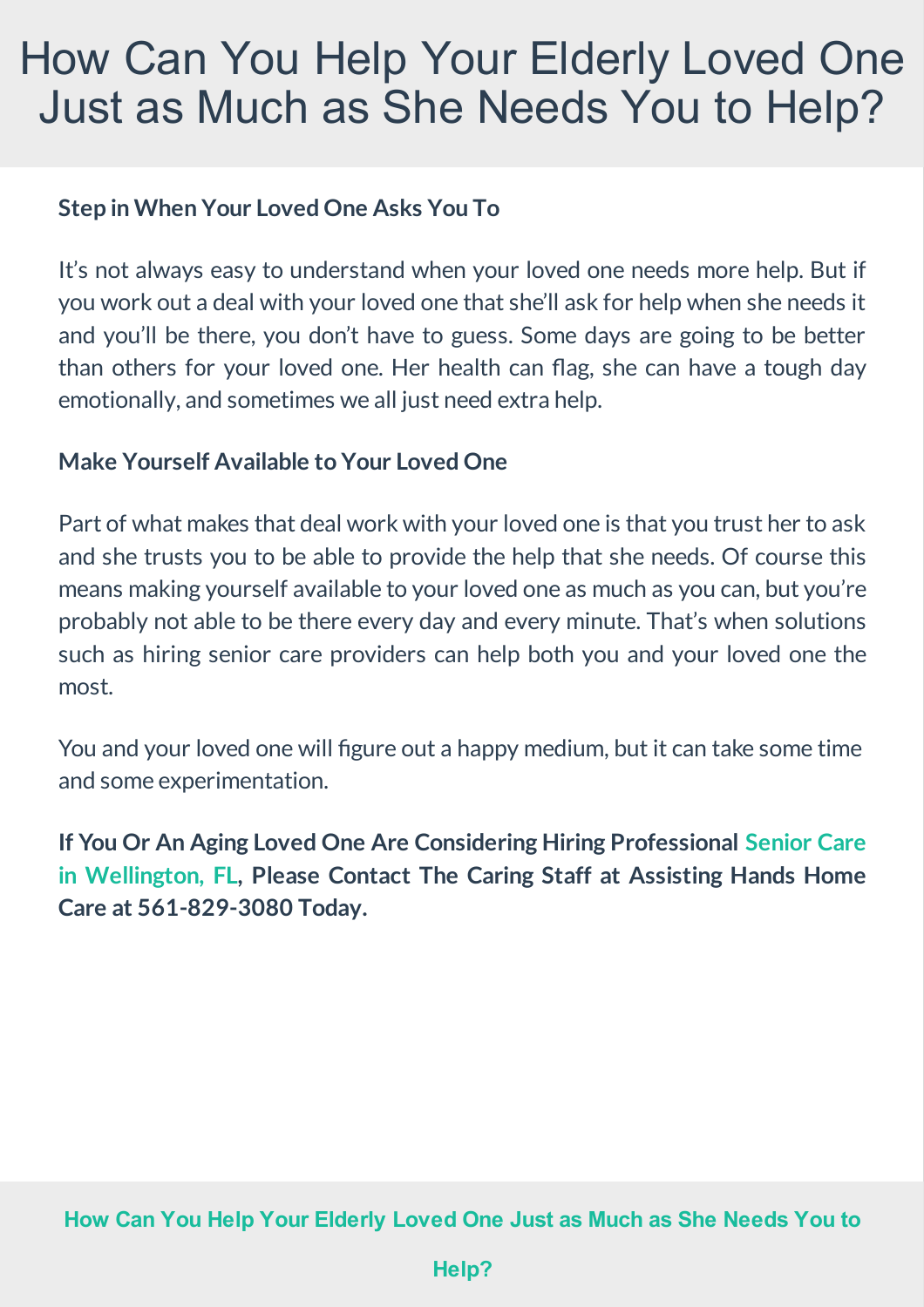# How Can You Help Your Elderly Loved One Just as Much as She Needs You to Help?

**Step in When Your Loved One Asks You To**

It's not always easy to understand when your loved one needs more help. But if you work out a deal with your loved one that she'll ask for help when she needs it and you'll be there, you don't have to guess. Some days are going to be better than others for your loved one. Her health can flag, she can have a tough day emotionally, and sometimes we all just need extra help.

**Make Yourself Available to Your Loved One**

Part of what makes that deal work with your loved one is that you trust her to ask and she trusts you to be able to provide the help that she needs. Of course this means making yourself available to your loved one as much as you can, but you're probably not able to be there every day and every minute. That's when solutions such as hiring senior care providers can help both you and your loved one the most.

You and your loved one will figure out a happy medium, but it can take some time and some experimentation.

**If You Or An Aging Loved One Are Considering Hiring Professional Senior Care in Wellington, FL, Please Contact The Caring Staff at Assisting Hands Home Care at 561-829-3080 Today.**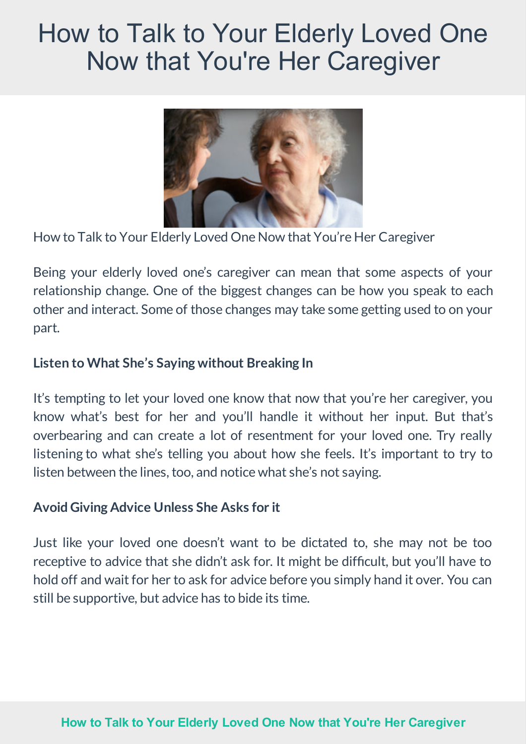# How to Talk to Your Elderly Loved One Now that You're Her Caregiver

How to Talk to Your Elderly Loved One Now that You're Her Caregiver

Being your elderly loved one's caregiver can mean that some aspects of your relationship change. One of the biggest changes can be how you speak to each other and interact. Some of those changes may take some getting used to on your part.

**Listen to What She's Saying without Breaking In**

It's tempting to let your loved one know that now that you're her caregiver, you know what's best for her and you'll handle it without her input. But that's overbearing and can create a lot of resentment for your loved one. Try really listening to what she's telling you about how she feels. It's important to try to listen between the lines, too, and notice what she's not saying.

**Avoid Giving Advice Unless She Asks for it**

Just like your loved one doesn't want to be dictated to, she may not be too receptive to advice that she didn't ask for. It might be difficult, but you'll have to hold off and wait for her to ask for advice before you simply hand it over. You can still be supportive, but advice has to bide its time.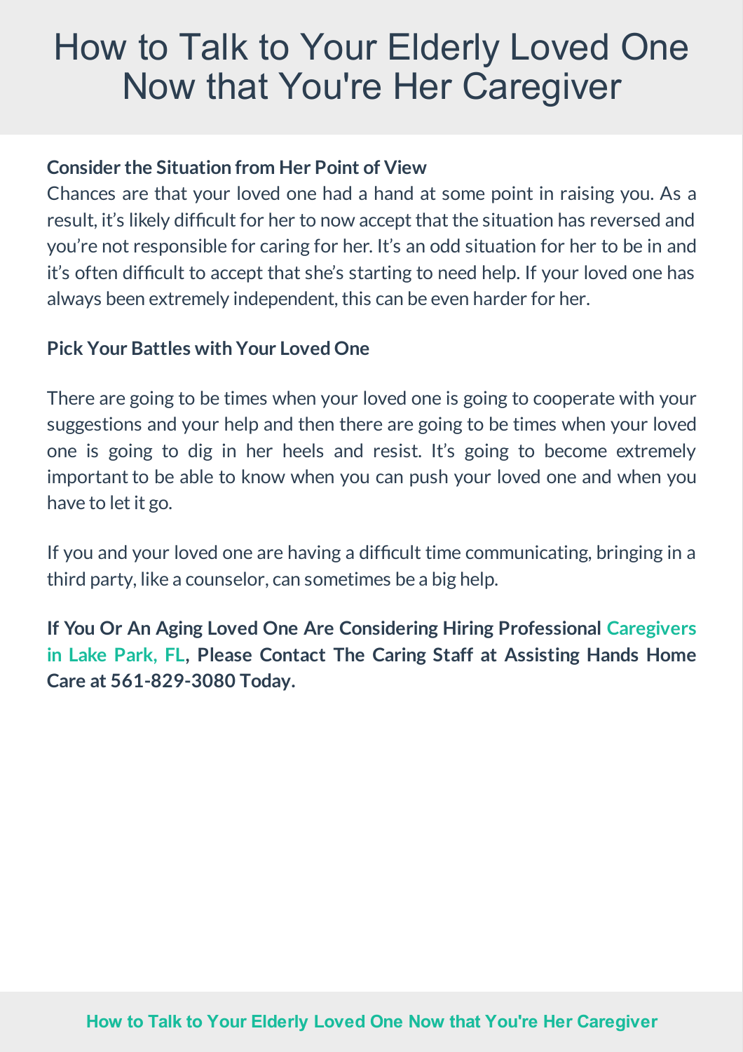# How to Talk to Your Elderly Loved One Now that You're Her Caregiver

**Consider the Situation from Her Point of View**

Chances are that your loved one had a hand at some point in raising you. As a result, it's likely difficult for her to now accept that the situation has reversed and you're not responsible for caring for her. It's an odd situation for her to be in and it's often difficult to accept that she's starting to need help. If your loved one has always been extremely independent, this can be even harder for her.

**Pick Your Battles with Your Loved One**

There are going to be times when your loved one is going to cooperate with your suggestions and your help and then there are going to be times when your loved one is going to dig in her heels and resist. It's going to become extremely important to be able to know when you can push your loved one and when you have to let it go.

If you and your loved one are having a difficult time communicating, bringing in a third party, like a counselor, can sometimes be a big help.

**If You Or An Aging Loved One Are Considering Hiring Professional Caregivers in Lake Park, FL, Please Contact The Caring Staff at Assisting Hands Home Care at 561-829-3080 Today.**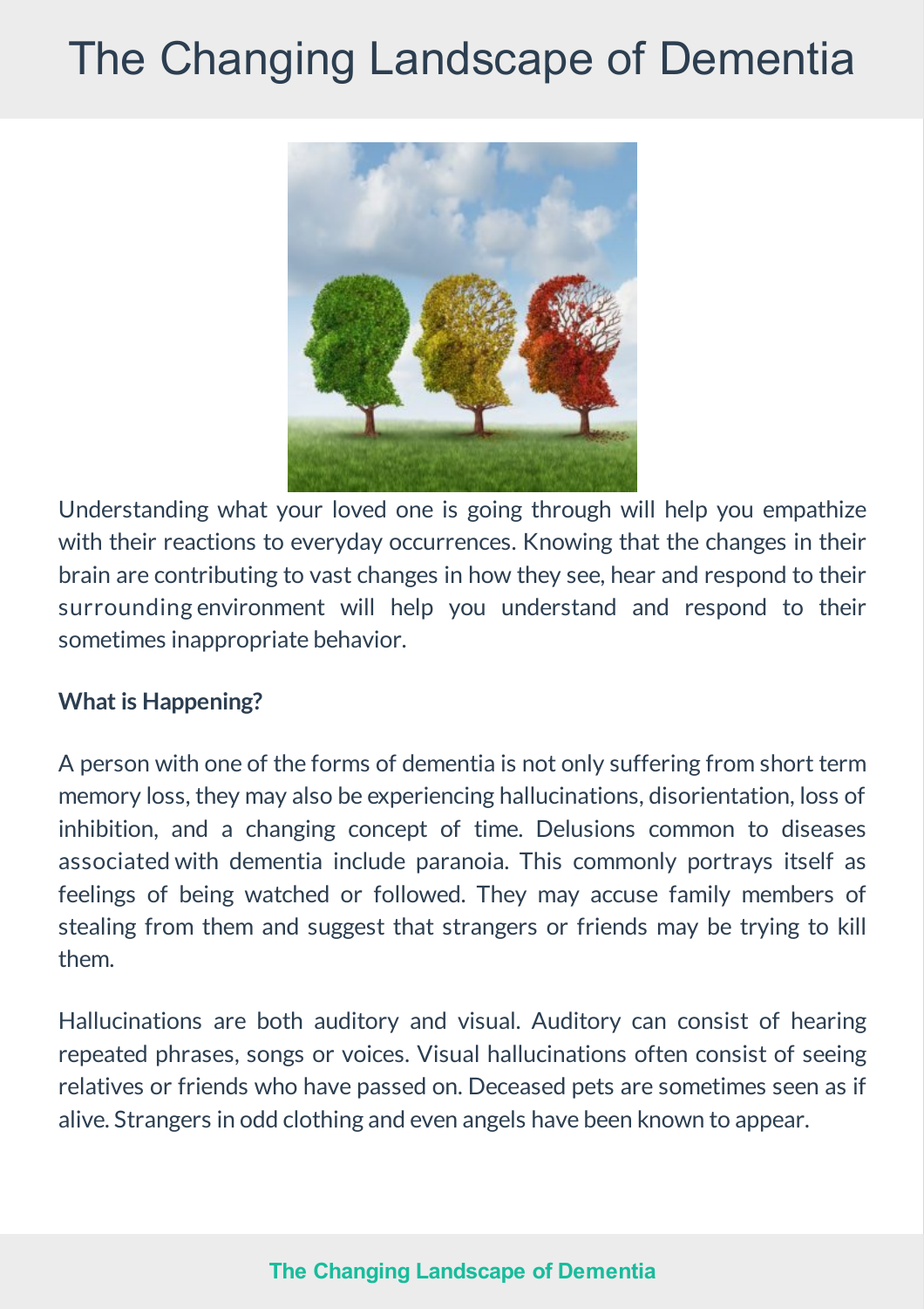# The Changing Landscape of Dementia

Understanding what your loved one is going through will help you empathize with their reactions to everyday occurrences. Knowing that the changes in their brain are contributing to vast changes in how they see, hear and respond to their surrounding environment will help you understand and respond to their sometimes inappropriate behavior.

**What is Happening?**

A person with one of the forms of dementia is not only suffering from short term memory loss, they may also be experiencing hallucinations, disorientation, loss of inhibition, and a changing concept of time. Delusions common to diseases associated with dementia include paranoia. This commonly portrays itself as feelings of being watched or followed. They may accuse family members of stealing from them and suggest that strangers or friends may be trying to kill them.

Hallucinations are both auditory and visual. Auditory can consist of hearing repeated phrases, songs or voices. Visual hallucinations often consist of seeing relatives or friends who have passed on. Deceased pets are sometimes seen as if alive. Strangers in odd clothing and even angels have been known to appear.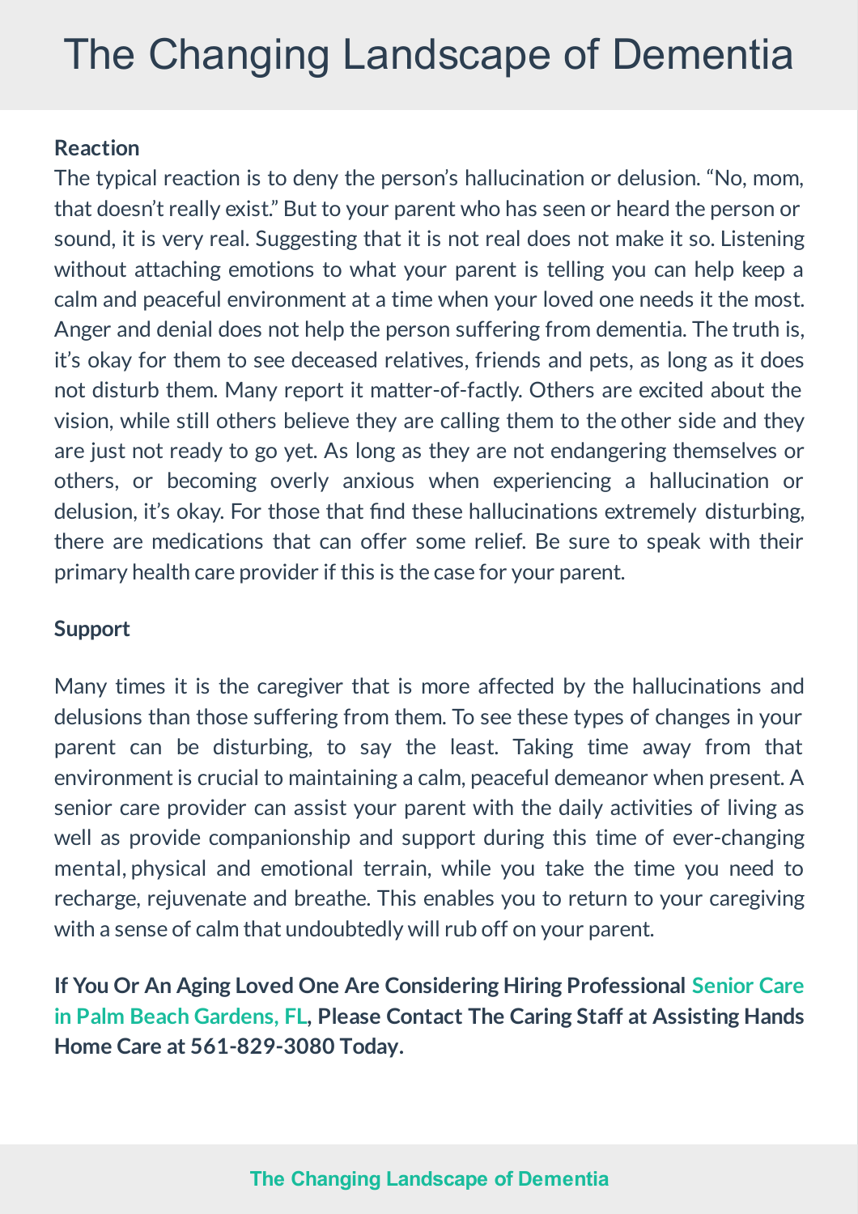**Reaction**

The typical reaction is to deny the person's hallucination or delusion. "No, mom, that doesn't really exist." But to your parent who has seen or heard the person or sound, it is very real. Suggesting that it is not real does not make it so. Listening without attaching emotions to what your parent is telling you can help keep a calm and peaceful environment at a time when your loved one needs it the most. Anger and denial does not help the person suffering from dementia. The truth is, it's okay for them to see deceased relatives, friends and pets, as long as it does not disturb them. Many report it matter-of-factly. Others are excited about the vision, while still others believe they are calling them to the other side and they are just not ready to go yet. As long as they are not endangering themselves or others, or becoming overly anxious when experiencing a hallucination or delusion, it's okay. For those that find these hallucinations extremely disturbing, there are medications that can offer some relief. Be sure to speak with their primary health care provider if this is the case for your parent.

**Support**

Many times it is the caregiver that is more affected by the hallucinations and delusions than those suffering from them. To see these types of changes in your parent can be disturbing, to say the least. Taking time away from that environment is crucial to maintaining a calm, peaceful demeanor when present. A senior care provider can assist your parent with the daily activities of living as well as provide companionship and support during this time of ever-changing mental, physical and emotional terrain, while you take the time you need to recharge, rejuvenate and breathe. This enables you to return to your caregiving with a sense of calm that undoubtedly will rub off on your parent.

**If You Or An Aging Loved One Are Considering Hiring Professional Senior Care in Palm Beach Gardens, FL, Please Contact The Caring Staff at Assisting Hands Home Care at 561-829-3080 Today.**